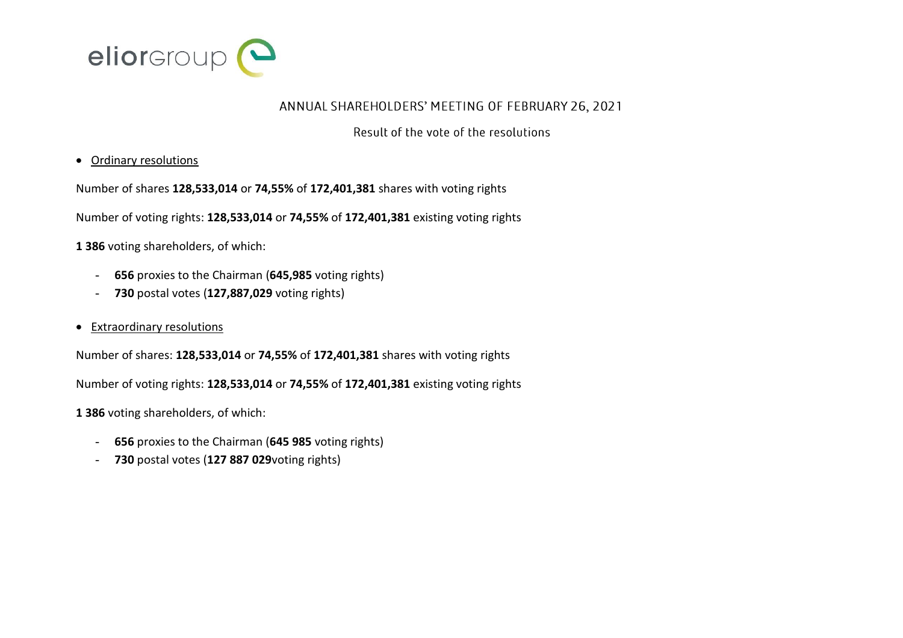eliorGroup

## ANNUAL SHAREHOLDERS' MEETING OF FEBRUARY 26, 2021

### Result of the vote of the resolutions

- Ordinary resolutions

Number of shares **128,533,014** or **74,55%** of **172,401,381** shares with voting rights

Number of voting rights: **128,533,014** or **74,55%** of **172,401,381** existing voting rights

**1 386** voting shareholders, of which:

- **656** proxies to the Chairman (**645,985** voting rights)
- **730** postal votes (**127,887,029** voting rights)

- Extraordinary resolutions

Number of shares: **128,533,014** or **74,55%** of **172,401,381** shares with voting rights

Number of voting rights: **128,533,014** or **74,55%** of **172,401,381** existing voting rights

**1 386** voting shareholders, of which:

- **656** proxies to the Chairman (**645 985** voting rights)
- **730** postal votes (**127 887 029**voting rights)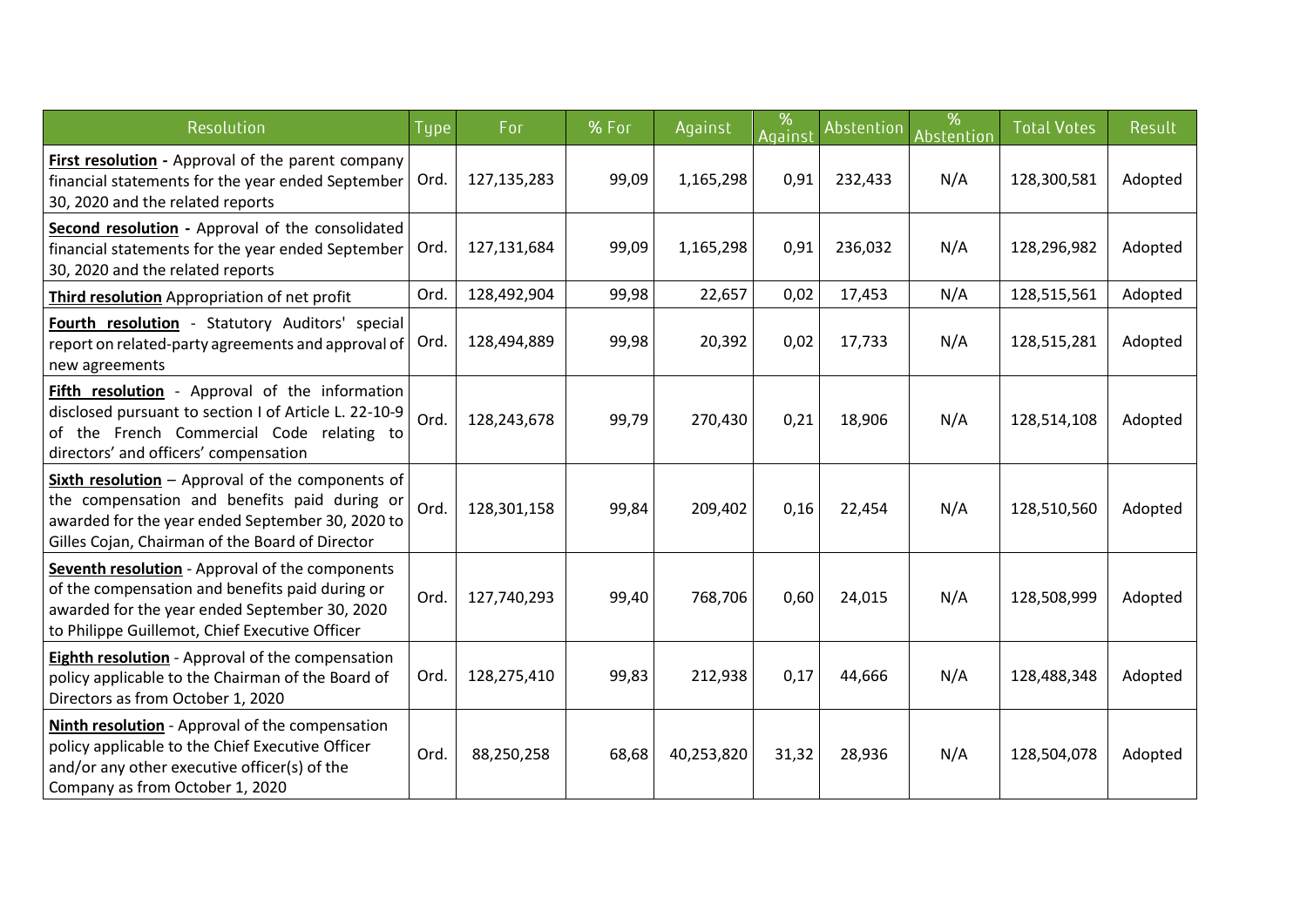| Resolution | Type | For | % For | Against | % Against | Abstention | % Abstention | Total Votes | Result |
|---|---|---|---|---|---|---|---|---|---|
| **First resolution -** Approval of the parent company financial statements for the year ended September 30, 2020 and the related reports | Ord. | 127,135,283 | 99,09 | 1,165,298 | 0,91 | 232,433 | N/A | 128,300,581 | Adopted |
| **Second resolution -** Approval of the consolidated financial statements for the year ended September 30, 2020 and the related reports | Ord. | 127,131,684 | 99,09 | 1,165,298 | 0,91 | 236,032 | N/A | 128,296,982 | Adopted |
| **Third resolution** Appropriation of net profit | Ord. | 128,492,904 | 99,98 | 22,657 | 0,02 | 17,453 | N/A | 128,515,561 | Adopted |
| **Fourth resolution** - Statutory Auditors' special report on related-party agreements and approval of new agreements | Ord. | 128,494,889 | 99,98 | 20,392 | 0,02 | 17,733 | N/A | 128,515,281 | Adopted |
| **Fifth resolution** - Approval of the information disclosed pursuant to section I of Article L. 22-10-9 of the French Commercial Code relating to directors' and officers' compensation | Ord. | 128,243,678 | 99,79 | 270,430 | 0,21 | 18,906 | N/A | 128,514,108 | Adopted |
| **Sixth resolution** – Approval of the components of the compensation and benefits paid during or awarded for the year ended September 30, 2020 to Gilles Cojan, Chairman of the Board of Director | Ord. | 128,301,158 | 99,84 | 209,402 | 0,16 | 22,454 | N/A | 128,510,560 | Adopted |
| **Seventh resolution** - Approval of the components of the compensation and benefits paid during or awarded for the year ended September 30, 2020 to Philippe Guillemot, Chief Executive Officer | Ord. | 127,740,293 | 99,40 | 768,706 | 0,60 | 24,015 | N/A | 128,508,999 | Adopted |
| **Eighth resolution** - Approval of the compensation policy applicable to the Chairman of the Board of Directors as from October 1, 2020 | Ord. | 128,275,410 | 99,83 | 212,938 | 0,17 | 44,666 | N/A | 128,488,348 | Adopted |
| **Ninth resolution** - Approval of the compensation policy applicable to the Chief Executive Officer and/or any other executive officer(s) of the Company as from October 1, 2020 | Ord. | 88,250,258 | 68,68 | 40,253,820 | 31,32 | 28,936 | N/A | 128,504,078 | Adopted |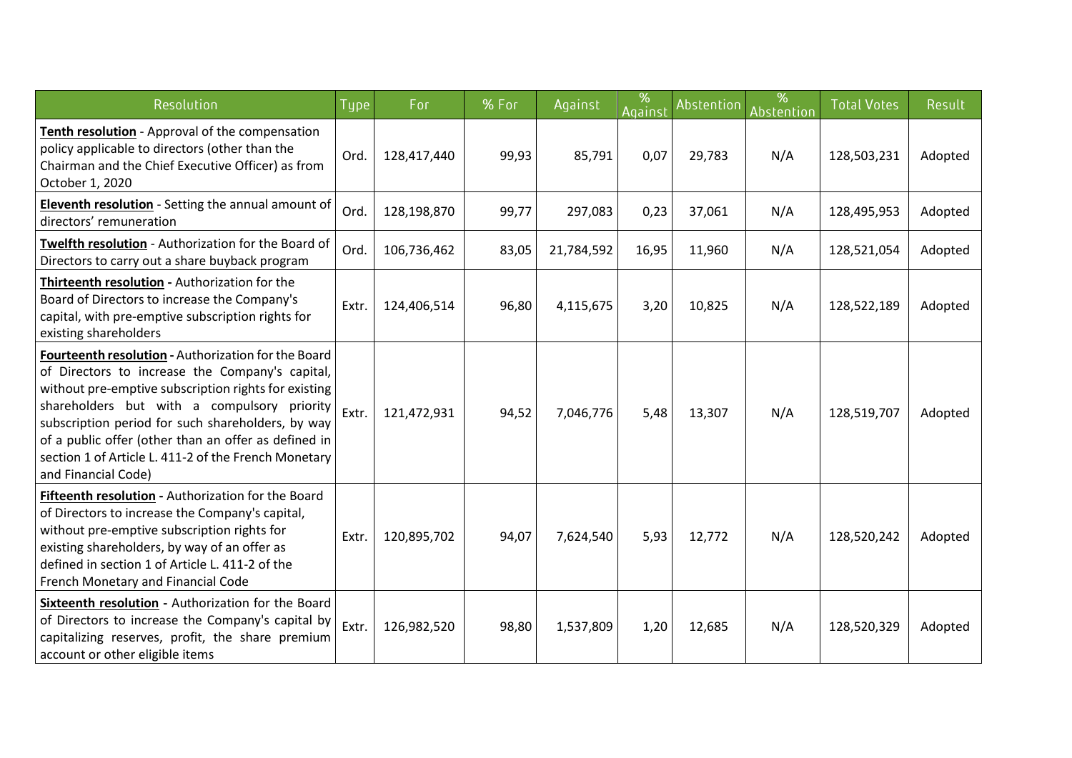| Resolution | Type | For | % For | Against | % Against | Abstention | % Abstention | Total Votes | Result |
|---|---|---|---|---|---|---|---|---|---|
| **Tenth resolution** - Approval of the compensation policy applicable to directors (other than the Chairman and the Chief Executive Officer) as from October 1, 2020 | Ord. | 128,417,440 | 99,93 | 85,791 | 0,07 | 29,783 | N/A | 128,503,231 | Adopted |
| **Eleventh resolution** - Setting the annual amount of directors' remuneration | Ord. | 128,198,870 | 99,77 | 297,083 | 0,23 | 37,061 | N/A | 128,495,953 | Adopted |
| **Twelfth resolution** - Authorization for the Board of Directors to carry out a share buyback program | Ord. | 106,736,462 | 83,05 | 21,784,592 | 16,95 | 11,960 | N/A | 128,521,054 | Adopted |
| **Thirteenth resolution -** Authorization for the Board of Directors to increase the Company's capital, with pre-emptive subscription rights for existing shareholders | Extr. | 124,406,514 | 96,80 | 4,115,675 | 3,20 | 10,825 | N/A | 128,522,189 | Adopted |
| **Fourteenth resolution -** Authorization for the Board of Directors to increase the Company's capital, without pre-emptive subscription rights for existing shareholders but with a compulsory priority subscription period for such shareholders, by way of a public offer (other than an offer as defined in section 1 of Article L. 411-2 of the French Monetary and Financial Code) | Extr. | 121,472,931 | 94,52 | 7,046,776 | 5,48 | 13,307 | N/A | 128,519,707 | Adopted |
| **Fifteenth resolution -** Authorization for the Board of Directors to increase the Company's capital, without pre-emptive subscription rights for existing shareholders, by way of an offer as defined in section 1 of Article L. 411-2 of the French Monetary and Financial Code | Extr. | 120,895,702 | 94,07 | 7,624,540 | 5,93 | 12,772 | N/A | 128,520,242 | Adopted |
| **Sixteenth resolution -** Authorization for the Board of Directors to increase the Company's capital by capitalizing reserves, profit, the share premium account or other eligible items | Extr. | 126,982,520 | 98,80 | 1,537,809 | 1,20 | 12,685 | N/A | 128,520,329 | Adopted |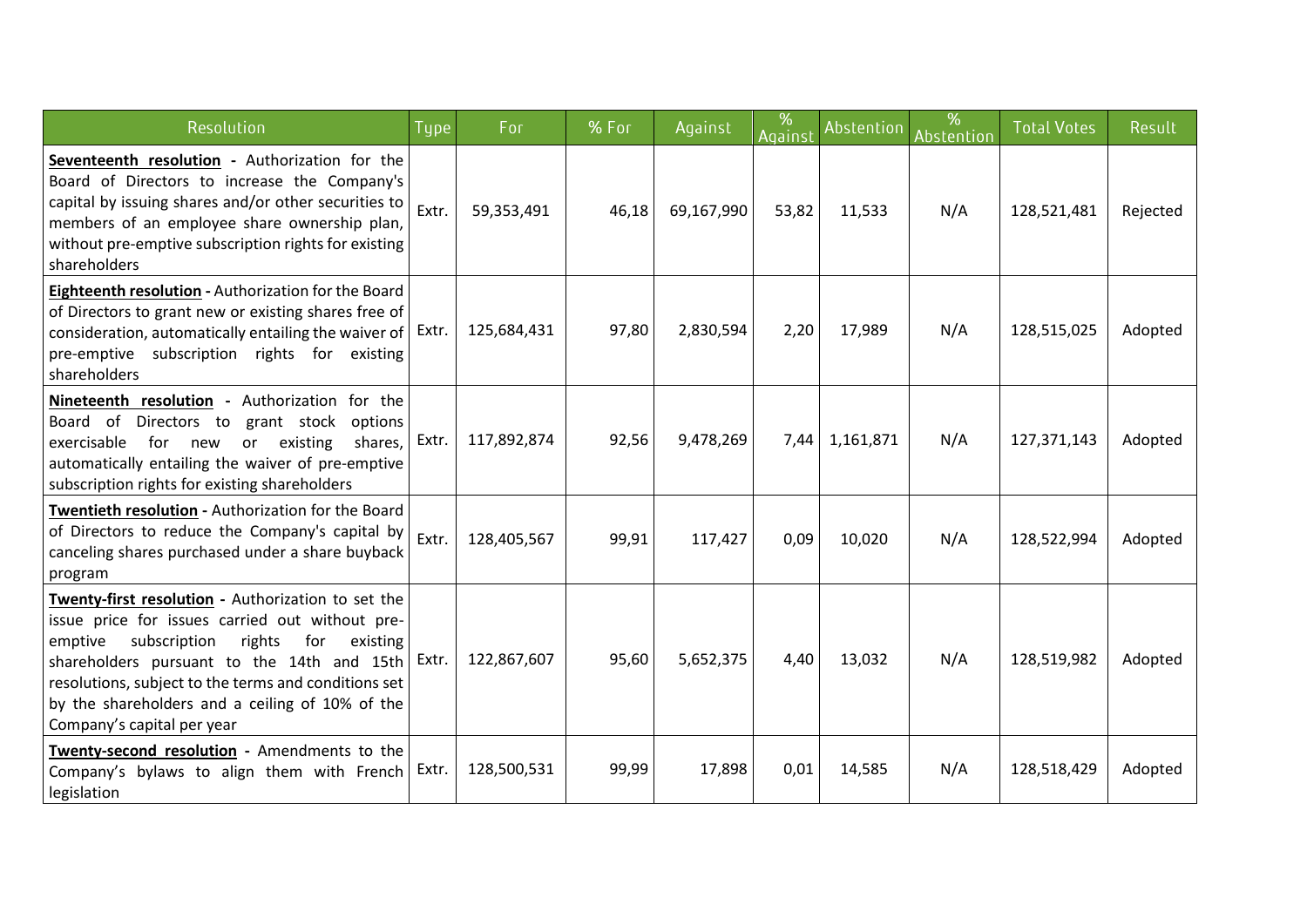| Resolution | Type | For | % For | Against | % Against | Abstention | % Abstention | Total Votes | Result |
|---|---|---|---|---|---|---|---|---|---|
| **Seventeenth resolution** - Authorization for the Board of Directors to increase the Company's capital by issuing shares and/or other securities to members of an employee share ownership plan, without pre-emptive subscription rights for existing shareholders | Extr. | 59,353,491 | 46,18 | 69,167,990 | 53,82 | 11,533 | N/A | 128,521,481 | Rejected |
| **Eighteenth resolution** - Authorization for the Board of Directors to grant new or existing shares free of consideration, automatically entailing the waiver of pre-emptive subscription rights for existing shareholders | Extr. | 125,684,431 | 97,80 | 2,830,594 | 2,20 | 17,989 | N/A | 128,515,025 | Adopted |
| **Nineteenth resolution** - Authorization for the Board of Directors to grant stock options exercisable for new or existing shares, automatically entailing the waiver of pre-emptive subscription rights for existing shareholders | Extr. | 117,892,874 | 92,56 | 9,478,269 | 7,44 | 1,161,871 | N/A | 127,371,143 | Adopted |
| **Twentieth resolution** - Authorization for the Board of Directors to reduce the Company's capital by canceling shares purchased under a share buyback program | Extr. | 128,405,567 | 99,91 | 117,427 | 0,09 | 10,020 | N/A | 128,522,994 | Adopted |
| **Twenty-first resolution** - Authorization to set the issue price for issues carried out without pre-emptive subscription rights for existing shareholders pursuant to the 14th and 15th resolutions, subject to the terms and conditions set by the shareholders and a ceiling of 10% of the Company's capital per year | Extr. | 122,867,607 | 95,60 | 5,652,375 | 4,40 | 13,032 | N/A | 128,519,982 | Adopted |
| **Twenty-second resolution** - Amendments to the Company's bylaws to align them with French legislation | Extr. | 128,500,531 | 99,99 | 17,898 | 0,01 | 14,585 | N/A | 128,518,429 | Adopted |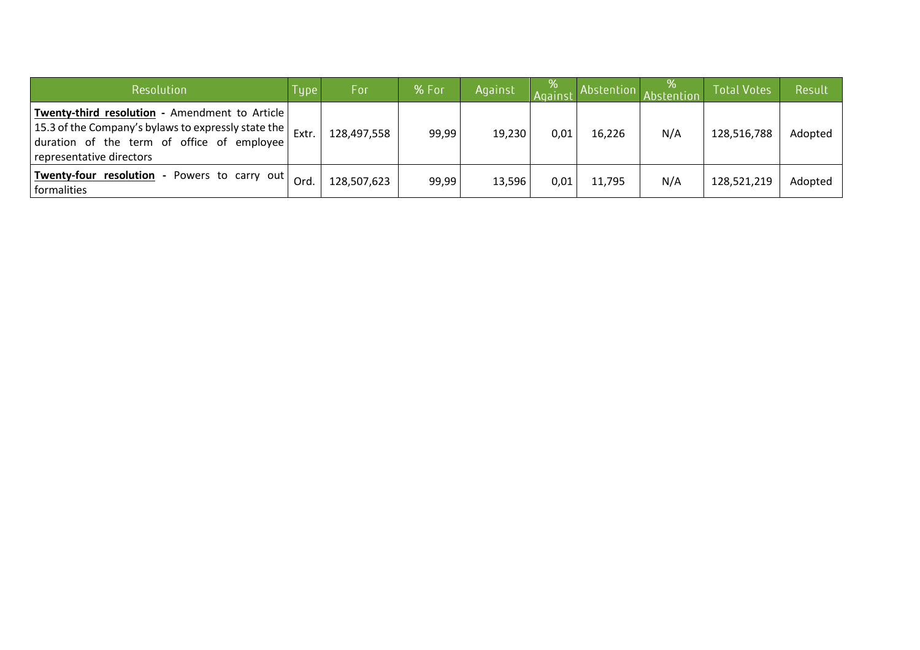| Resolution | Type | For | % For | Against | % Against | Abstention | % Abstention | Total Votes | Result |
|---|---|---|---|---|---|---|---|---|---|
| **Twenty-third resolution** - Amendment to Article 15.3 of the Company's bylaws to expressly state the duration of the term of office of employee representative directors | Extr. | 128,497,558 | 99,99 | 19,230 | 0,01 | 16,226 | N/A | 128,516,788 | Adopted |
| **Twenty-four resolution** - Powers to carry out formalities | Ord. | 128,507,623 | 99,99 | 13,596 | 0,01 | 11,795 | N/A | 128,521,219 | Adopted |